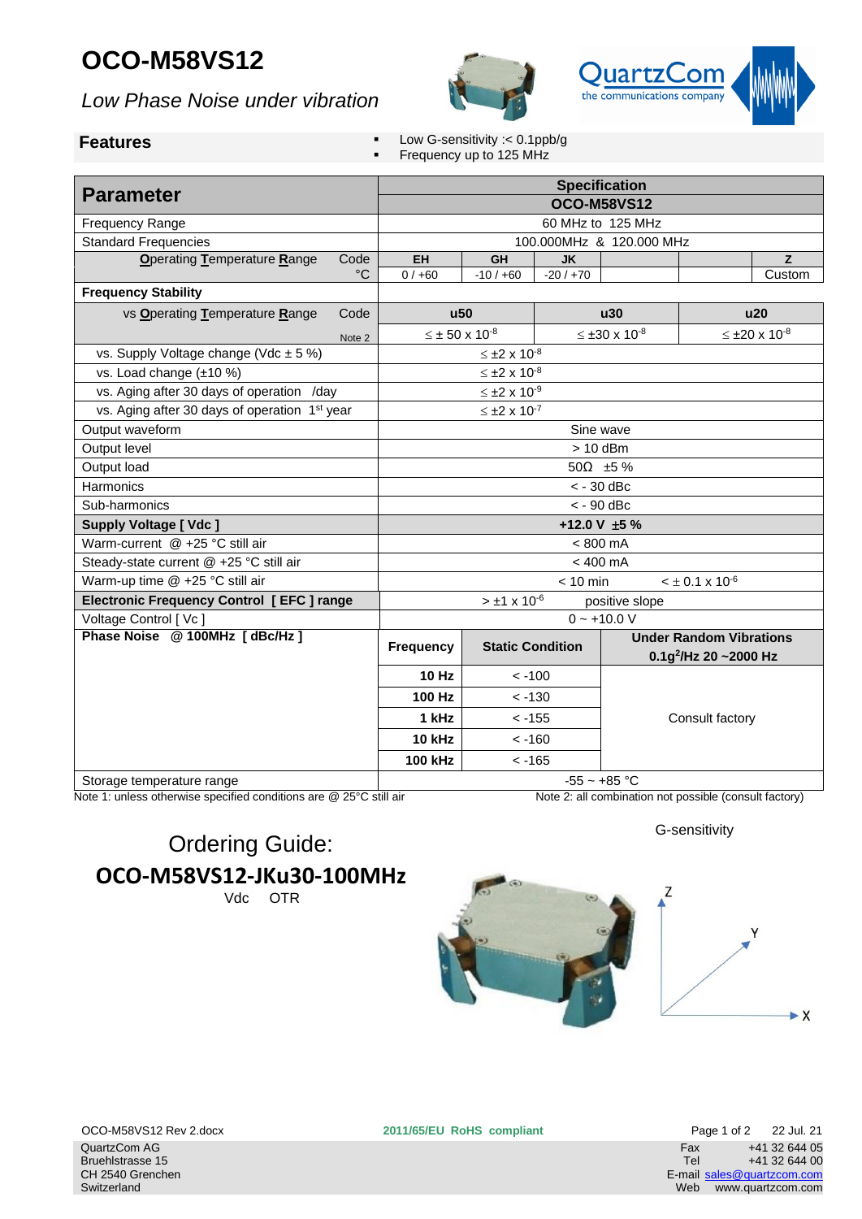# OCO-M58VS12

*Low Phase Noise under vibration*

QuartzCom
the communications company

## Features

- Low G-sensitivity :< 0.1ppb/g
- Frequency up to 125 MHz

| Parameter | | Specification | | | | | |
|---|---|---|---|---|---|---|---|
| | | OCO-M58VS12 | | | | | |
| Frequency Range | | 60 MHz to 125 MHz | | | | | |
| Standard Frequencies | | 100.000MHz & 120.000 MHz | | | | | |
| Operating Temperature Range | Code | EH | GH | JK | | | Z |
| | °C | 0 / +60 | -10 / +60 | -20 / +70 | | | Custom |
| **Frequency Stability** | | | | | | | |
| vs Operating Temperature Range | Code | u50 | | u30 | | u20 | |
| | Note 2 | ≤ ± 50 x $10^{-8}$ | | ≤ ±30 x $10^{-8}$ | | ≤ ±20 x $10^{-8}$ | |
| vs. Supply Voltage change (Vdc ± 5 %) | | ≤ ±2 x $10^{-8}$ | | | | | |
| vs. Load change (±10 %) | | ≤ ±2 x $10^{-8}$ | | | | | |
| vs. Aging after 30 days of operation /day | | ≤ ±2 x $10^{-9}$ | | | | | |
| vs. Aging after 30 days of operation 1st year | | ≤ ±2 x $10^{-7}$ | | | | | |
| Output waveform | | Sine wave | | | | | |
| Output level | | > 10 dBm | | | | | |
| Output load | | 50Ω ±5 % | | | | | |
| Harmonics | | < - 30 dBc | | | | | |
| Sub-harmonics | | < - 90 dBc | | | | | |
| **Supply Voltage [ Vdc ]** | | **+12.0 V ±5 %** | | | | | |
| Warm-current @ +25 °C still air | | < 800 mA | | | | | |
| Steady-state current @ +25 °C still air | | < 400 mA | | | | | |
| Warm-up time @ +25 °C still air | | < 10 min | | | < ± 0.1 x $10^{-6}$ | | |
| **Electronic Frequency Control [ EFC ] range** | | > ±1 x $10^{-6}$ | | positive slope | | | |
| Voltage Control [ Vc ] | | 0 ~ +10.0 V | | | | | |
| **Phase Noise @ 100MHz [ dBc/Hz ]** | | **Frequency** | **Static Condition** | | **Under Random Vibrations $0.1g^2$/Hz 20 ~2000 Hz** | | |
| | | **10 Hz** | < -100 | | Consult factory | | |
| | | **100 Hz** | < -130 | | | | |
| | | **1 kHz** | < -155 | | | | |
| | | **10 kHz** | < -160 | | | | |
| | | **100 kHz** | < -165 | | | | |
| Storage temperature range | | -55 ~ +85 °C | | | | | |

Note 1: unless otherwise specified conditions are @ 25°C still air

Note 2: all combination not possible (consult factory)

## Ordering Guide:

**OCO-M58VS12-JKu30-100MHz**

Vdc OTR

G-sensitivity

Z

Y

X

OCO-M58VS12 Rev 2.docx

**2011/65/EU RoHS compliant**

22 Jul. 21

QuartzCom AG
Bruehlstrasse 15
CH 2540 Grenchen
Switzerland

Fax +41 32 644 05
Tel +41 32 644 00
E-mail sales@quartzcom.com
Web www.quartzcom.com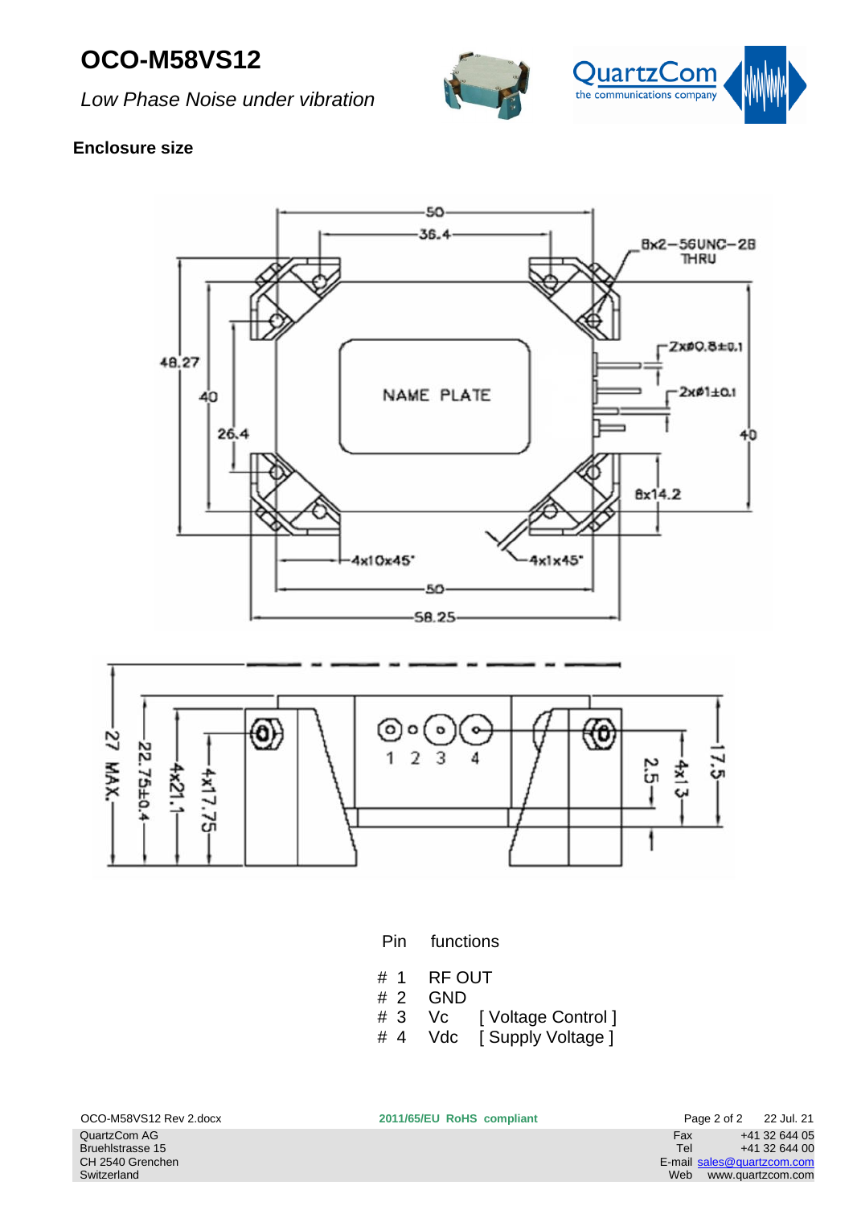# OCO-M58VS12

*Low Phase Noise under vibration*

### Enclosure size

50

36.4

8x2–56UNC–2B THRU

48.27

40

26.4

NAME PLATE

2xø0.8±0.1

2xø1±0.1

40

8x14.2

4x10x45°

4x1x45°

50

58.25

27 MAX.

22.75±0.4

4x21.1

4x17.75

1 2 3 4

2.5

4x13

17.5

| Pin | functions |
|---|---|
| # 1 | RF OUT |
| # 2 | GND |
| # 3 | Vc [ Voltage Control ] |
| # 4 | Vdc [ Supply Voltage ] |

OCO-M58VS12 Rev 2.docx

**2011/65/EU RoHS compliant**

22 Jul. 21

QuartzCom AG
Bruehlstrasse 15
CH 2540 Grenchen
Switzerland

Fax +41 32 644 05
Tel +41 32 644 00
E-mail sales@quartzcom.com
Web www.quartzcom.com